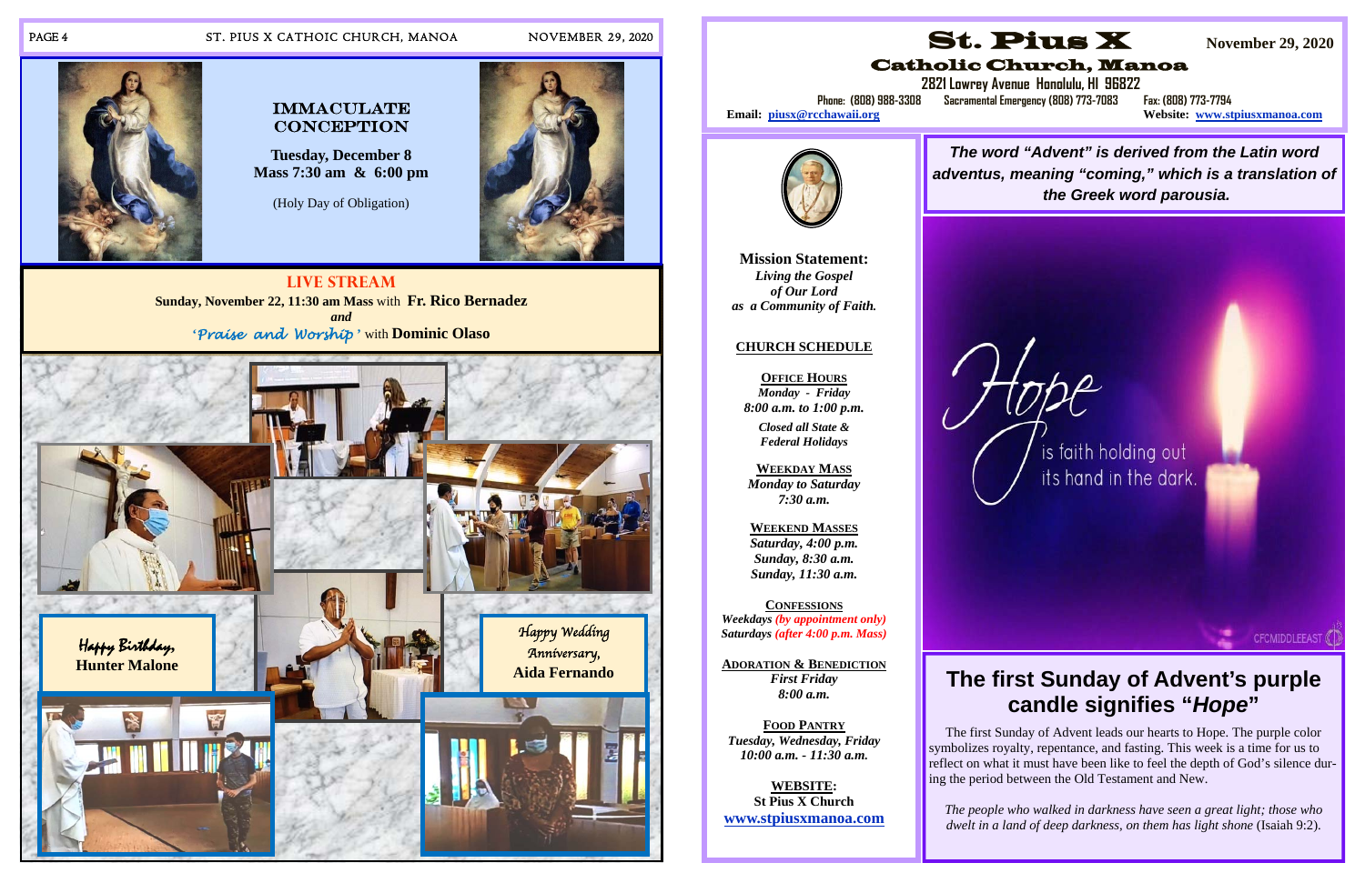# IMMACULATE CONCEPTION

**Tuesday, December 8**
**Mass 7:30 am & 6:00 pm**

(Holy Day of Obligation)

## LIVE STREAM

**Sunday, November 22, 11:30 am Mass** with **Fr. Rico Bernadez**
***and***
*'Praise and Worship'* with **Dominic Olaso**

*Happy Birthday,*
**Hunter Malone**

*Happy Wedding Anniversary,*
**Aida Fernando**

# St. Pius X
## Catholic Church, Manoa

**2821 Lowrey Avenue Honolulu, HI 96822**

Phone: (808) 988-3308 Sacramental Emergency (808) 773-7083 Fax: (808) 773-7794

**Email:** piusx@rcchawaii.org **Website:** www.stpiusxmanoa.com

**November 29, 2020**

**Mission Statement:**
*Living the Gospel of Our Lord as a Community of Faith.*

**CHURCH SCHEDULE**

**OFFICE HOURS**
*Monday - Friday*
*8:00 a.m. to 1:00 p.m.*
*Closed all State & Federal Holidays*

**WEEKDAY MASS**
*Monday to Saturday*
*7:30 a.m.*

**WEEKEND MASSES**
*Saturday, 4:00 p.m.*
*Sunday, 8:30 a.m.*
*Sunday, 11:30 a.m.*

**CONFESSIONS**
*Weekdays (by appointment only)*
*Saturdays (after 4:00 p.m. Mass)*

**ADORATION & BENEDICTION**
*First Friday*
*8:00 a.m.*

**FOOD PANTRY**
*Tuesday, Wednesday, Friday*
*10:00 a.m. - 11:30 a.m.*

**WEBSITE:**
**St Pius X Church**
**www.stpiusxmanoa.com**

***The word "Advent" is derived from the Latin word adventus, meaning "coming," which is a translation of the Greek word parousia.***

Hope is faith holding out its hand in the dark.

## The first Sunday of Advent's purple candle signifies "*Hope*"

The first Sunday of Advent leads our hearts to Hope. The purple color symbolizes royalty, repentance, and fasting. This week is a time for us to reflect on what it must have been like to feel the depth of God's silence during the period between the Old Testament and New.

*The people who walked in darkness have seen a great light; those who dwelt in a land of deep darkness, on them has light shone* (Isaiah 9:2).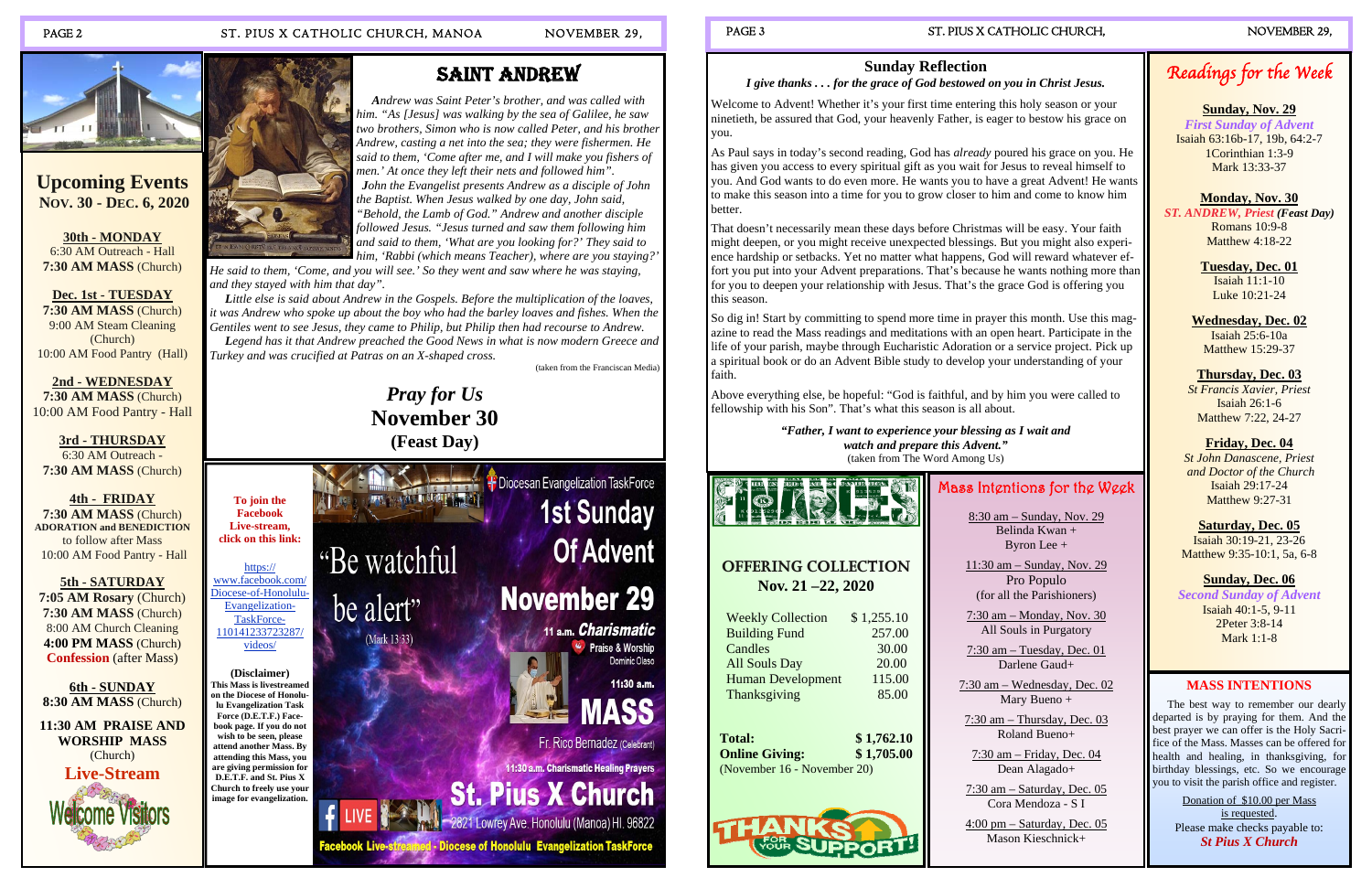## Upcoming Events

**Nov. 30 - Dec. 6, 2020**

**30th - MONDAY**
6:30 AM Outreach - Hall
**7:30 AM MASS** (Church)

**Dec. 1st - TUESDAY**
**7:30 AM MASS** (Church)
9:00 AM Steam Cleaning (Church)
10:00 AM Food Pantry (Hall)

**2nd - WEDNESDAY**
**7:30 AM MASS** (Church)
10:00 AM Food Pantry - Hall

**3rd - THURSDAY**
6:30 AM Outreach -
**7:30 AM MASS** (Church)

**4th - FRIDAY**
**7:30 AM MASS** (Church)
**ADORATION and BENEDICTION** to follow after Mass
10:00 AM Food Pantry - Hall

**5th - SATURDAY**
**7:05 AM Rosary** (Church)
**7:30 AM MASS** (Church)
8:00 AM Church Cleaning
**4:00 PM MASS** (Church)
**Confession** (after Mass)

**6th - SUNDAY**
**8:30 AM MASS** (Church)

**11:30 AM PRAISE AND WORSHIP MASS** (Church)
**Live-Stream**

Welcome Visitors

## SAINT ANDREW

*Andrew was Saint Peter's brother, and was called with him. "As [Jesus] was walking by the sea of Galilee, he saw two brothers, Simon who is now called Peter, and his brother Andrew, casting a net into the sea; they were fishermen. He said to them, 'Come after me, and I will make you fishers of men.' At once they left their nets and followed him".*

*John the Evangelist presents Andrew as a disciple of John the Baptist. When Jesus walked by one day, John said, "Behold, the Lamb of God." Andrew and another disciple followed Jesus. "Jesus turned and saw them following him and said to them, 'What are you looking for?' They said to him, 'Rabbi (which means Teacher), where are you staying?' He said to them, 'Come, and you will see.' So they went and saw where he was staying, and they stayed with him that day".*

*Little else is said about Andrew in the Gospels. Before the multiplication of the loaves, it was Andrew who spoke up about the boy who had the barley loaves and fishes. When the Gentiles went to see Jesus, they came to Philip, but Philip then had recourse to Andrew.*

*Legend has it that Andrew preached the Good News in what is now modern Greece and Turkey and was crucified at Patras on an X-shaped cross.*

(taken from the Franciscan Media)

***Pray for Us***
**November 30**
**(Feast Day)**

**To join the Facebook Live-stream, click on this link:**

https://www.facebook.com/Diocese-of-Honolulu-Evangelization-TaskForce-110141233723287/videos/

**(Disclaimer)**
**This Mass is livestreamed on the Diocese of Honolulu Evangelization Task Force (D.E.T.F.) Facebook page. If you do not wish to be seen, please attend another Mass. By attending this Mass, you are giving permission for D.E.T.F. and St. Pius X Church to freely use your image for evangelization.**

Diocesan Evangelization TaskForce
1st Sunday Of Advent
"Be watchful be alert" (Mark 13:33)
November 29
11 a.m. Charismatic Praise & Worship Dominic Olaso
11:30 a.m. MASS
Fr. Rico Bernadez (Celebrant)
11:30 a.m. Charismatic Healing Prayers
St. Pius X Church
2821 Lowrey Ave. Honolulu (Manoa) HI. 96822
Facebook Live-streamed - Diocese of Honolulu Evangelization TaskForce

## Sunday Reflection

***I give thanks . . . for the grace of God bestowed on you in Christ Jesus.***

Welcome to Advent! Whether it's your first time entering this holy season or your ninetieth, be assured that God, your heavenly Father, is eager to bestow his grace on you.

As Paul says in today's second reading, God has *already* poured his grace on you. He has given you access to every spiritual gift as you wait for Jesus to reveal himself to you. And God wants to do even more. He wants you to have a great Advent! He wants to make this season into a time for you to grow closer to him and come to know him better.

That doesn't necessarily mean these days before Christmas will be easy. Your faith might deepen, or you might receive unexpected blessings. But you might also experience hardship or setbacks. Yet no matter what happens, God will reward whatever effort you put into your Advent preparations. That's because he wants nothing more than for you to deepen your relationship with Jesus. That's the grace God is offering you this season.

So dig in! Start by committing to spend more time in prayer this month. Use this magazine to read the Mass readings and meditations with an open heart. Participate in the life of your parish, maybe through Eucharistic Adoration or a service project. Pick up a spiritual book or do an Advent Bible study to develop your understanding of your faith.

Above everything else, be hopeful: "God is faithful, and by him you were called to fellowship with his Son". That's what this season is all about.

***"Father, I want to experience your blessing as I wait and watch and prepare this Advent."***
(taken from The Word Among Us)

## FINANCES

### OFFERING COLLECTION
**Nov. 21 –22, 2020**

| | |
|---|---|
| Weekly Collection | $ 1,255.10 |
| Building Fund | 257.00 |
| Candles | 30.00 |
| All Souls Day | 20.00 |
| Human Development | 115.00 |
| Thanksgiving | 85.00 |
| **Total:** | **$ 1,762.10** |
| **Online Giving:** | **$ 1,705.00** |

(November 16 - November 20)

THANKS FOR YOUR SUPPORT!

## Mass Intentions for the Week

8:30 am – Sunday, Nov. 29
Belinda Kwan +
Byron Lee +

11:30 am – Sunday, Nov. 29
Pro Populo
(for all the Parishioners)

7:30 am – Monday, Nov. 30
All Souls in Purgatory

7:30 am – Tuesday, Dec. 01
Darlene Gaud+

7:30 am – Wednesday, Dec. 02
Mary Bueno +

7:30 am – Thursday, Dec. 03
Roland Bueno+

7:30 am – Friday, Dec. 04
Dean Alagado+

7:30 am – Saturday, Dec. 05
Cora Mendoza - S I

4:00 pm – Saturday, Dec. 05
Mason Kieschnick+

## Readings for the Week

**Sunday, Nov. 29**
***First Sunday of Advent***
Isaiah 63:16b-17, 19b, 64:2-7
1Corinthian 1:3-9
Mark 13:33-37

**Monday, Nov. 30**
***ST. ANDREW, Priest (Feast Day)***
Romans 10:9-8
Matthew 4:18-22

**Tuesday, Dec. 01**
Isaiah 11:1-10
Luke 10:21-24

**Wednesday, Dec. 02**
Isaiah 25:6-10a
Matthew 15:29-37

**Thursday, Dec. 03**
*St Francis Xavier, Priest*
Isaiah 26:1-6
Matthew 7:22, 24-27

**Friday, Dec. 04**
*St John Danascene, Priest and Doctor of the Church*
Isaiah 29:17-24
Matthew 9:27-31

**Saturday, Dec. 05**
Isaiah 30:19-21, 23-26
Matthew 9:35-10:1, 5a, 6-8

**Sunday, Dec. 06**
***Second Sunday of Advent***
Isaiah 40:1-5, 9-11
2Peter 3:8-14
Mark 1:1-8

## MASS INTENTIONS

The best way to remember our dearly departed is by praying for them. And the best prayer we can offer is the Holy Sacrifice of the Mass. Masses can be offered for health and healing, in thanksgiving, for birthday blessings, etc. So we encourage you to visit the parish office and register.

Donation of $10.00 per Mass is requested.
Please make checks payable to:
***St Pius X Church***